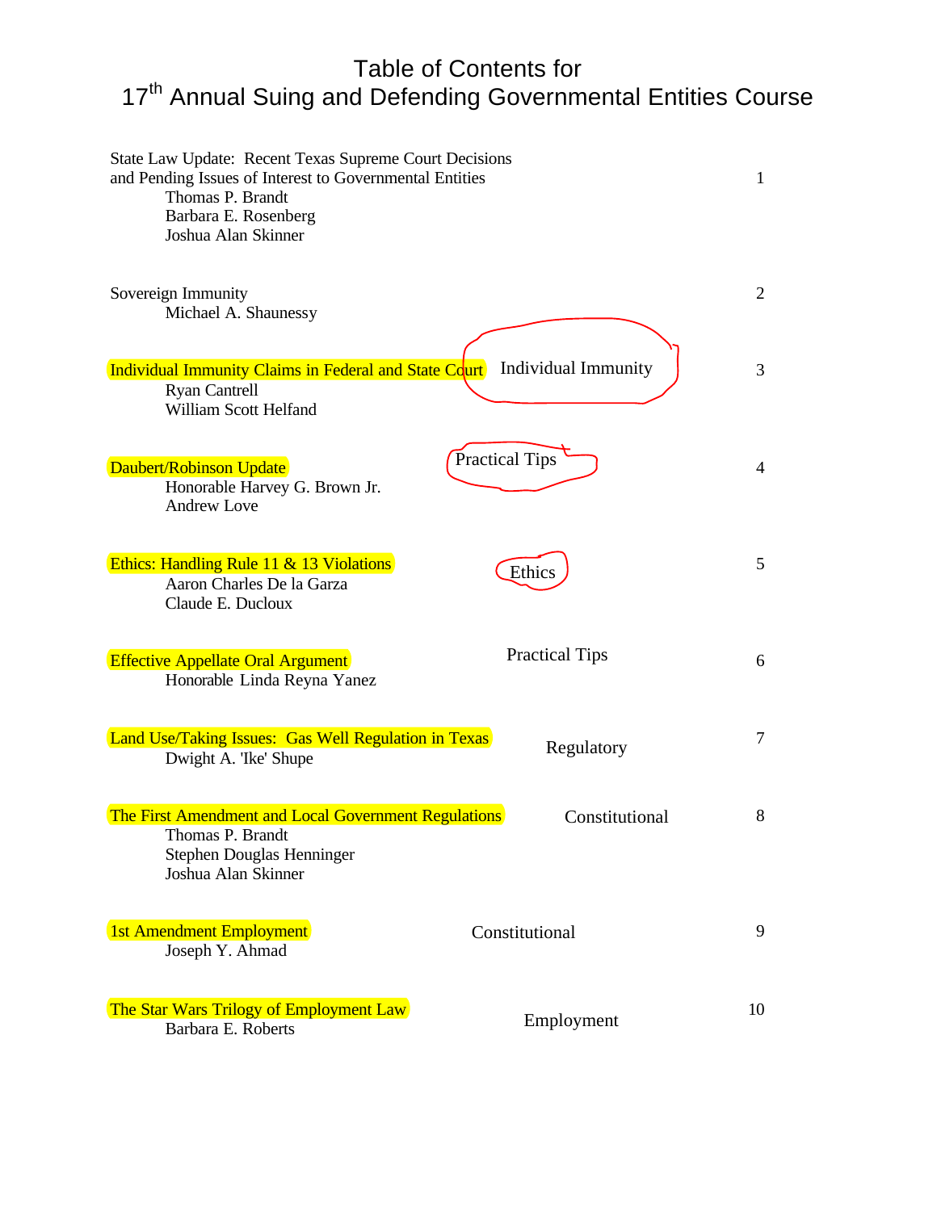# Table of Contents for 17th Annual Suing and Defending Governmental Entities Course

| Topic | Category | Page |
|---|---|---|
| State Law Update: Recent Texas Supreme Court Decisions and Pending Issues of Interest to Governmental Entities<br>Thomas P. Brandt<br>Barbara E. Rosenberg<br>Joshua Alan Skinner | | 1 |
| Sovereign Immunity<br>Michael A. Shaunessy | | 2 |
| Individual Immunity Claims in Federal and State Court<br>Ryan Cantrell<br>William Scott Helfand | Individual Immunity | 3 |
| Daubert/Robinson Update<br>Honorable Harvey G. Brown Jr.<br>Andrew Love | Practical Tips | 4 |
| Ethics: Handling Rule 11 & 13 Violations<br>Aaron Charles De la Garza<br>Claude E. Ducloux | Ethics | 5 |
| Effective Appellate Oral Argument<br>Honorable Linda Reyna Yanez | Practical Tips | 6 |
| Land Use/Taking Issues: Gas Well Regulation in Texas<br>Dwight A. 'Ike' Shupe | Regulatory | 7 |
| The First Amendment and Local Government Regulations<br>Thomas P. Brandt<br>Stephen Douglas Henninger<br>Joshua Alan Skinner | Constitutional | 8 |
| 1st Amendment Employment<br>Joseph Y. Ahmad | Constitutional | 9 |
| The Star Wars Trilogy of Employment Law<br>Barbara E. Roberts | Employment | 10 |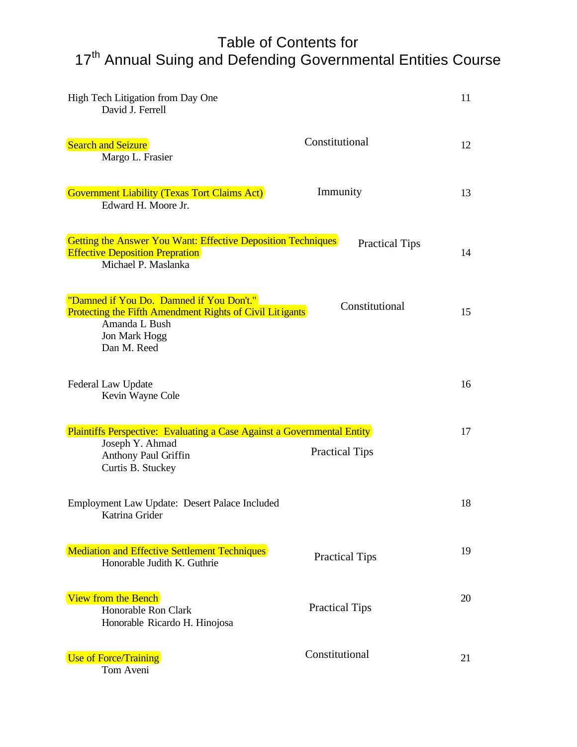# Table of Contents for
# 17th Annual Suing and Defending Governmental Entities Course

| Title / Speaker(s) | Category | Page |
|---|---|---|
| High Tech Litigation from Day One<br>David J. Ferrell | | 11 |
| Search and Seizure<br>Margo L. Frasier | Constitutional | 12 |
| Government Liability (Texas Tort Claims Act)<br>Edward H. Moore Jr. | Immunity | 13 |
| Getting the Answer You Want: Effective Deposition Techniques<br>Effective Deposition Prepration<br>Michael P. Maslanka | Practical Tips | 14 |
| "Damned if You Do. Damned if You Don't."<br>Protecting the Fifth Amendment Rights of Civil Litigants<br>Amanda L Bush<br>Jon Mark Hogg<br>Dan M. Reed | Constitutional | 15 |
| Federal Law Update<br>Kevin Wayne Cole | | 16 |
| Plaintiffs Perspective: Evaluating a Case Against a Governmental Entity<br>Joseph Y. Ahmad<br>Anthony Paul Griffin<br>Curtis B. Stuckey | Practical Tips | 17 |
| Employment Law Update: Desert Palace Included<br>Katrina Grider | | 18 |
| Mediation and Effective Settlement Techniques<br>Honorable Judith K. Guthrie | Practical Tips | 19 |
| View from the Bench<br>Honorable Ron Clark<br>Honorable Ricardo H. Hinojosa | Practical Tips | 20 |
| Use of Force/Training<br>Tom Aveni | Constitutional | 21 |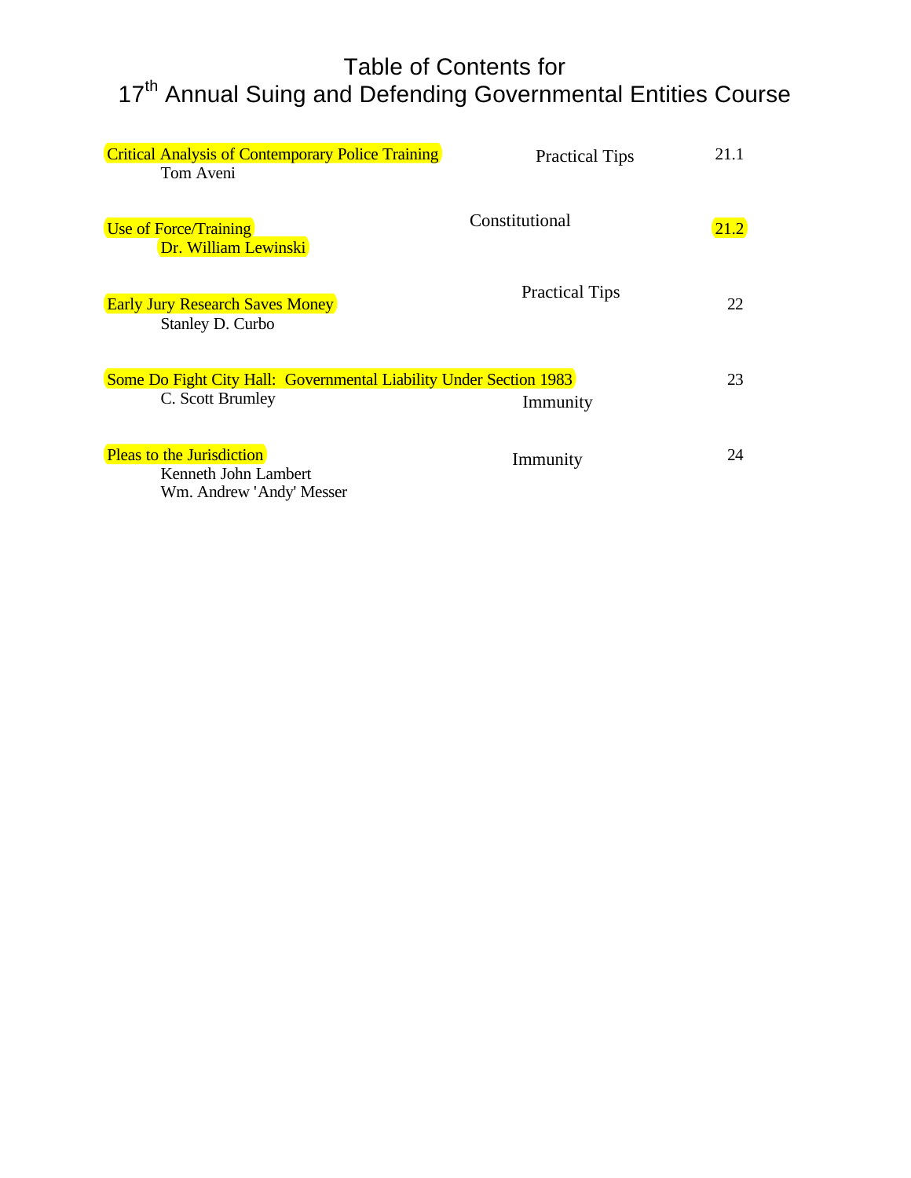# Table of Contents for 17th Annual Suing and Defending Governmental Entities Course

| Title / Author | Category | Number |
|---|---|---|
| Critical Analysis of Contemporary Police Training<br>Tom Aveni | Practical Tips | 21.1 |
| Use of Force/Training<br>Dr. William Lewinski | Constitutional | 21.2 |
| Early Jury Research Saves Money<br>Stanley D. Curbo | Practical Tips | 22 |
| Some Do Fight City Hall: Governmental Liability Under Section 1983<br>C. Scott Brumley | Immunity | 23 |
| Pleas to the Jurisdiction<br>Kenneth John Lambert<br>Wm. Andrew 'Andy' Messer | Immunity | 24 |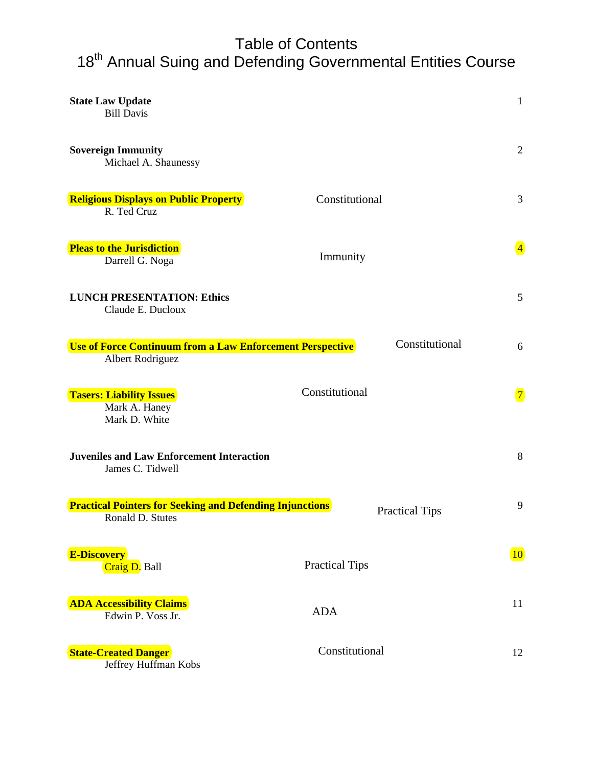# Table of Contents
## 18th Annual Suing and Defending Governmental Entities Course

| Topic / Speaker | Category | Page |
|---|---|---|
| **State Law Update**<br>Bill Davis | | 1 |
| **Sovereign Immunity**<br>Michael A. Shaunessy | | 2 |
| **Religious Displays on Public Property**<br>R. Ted Cruz | Constitutional | 3 |
| **Pleas to the Jurisdiction**<br>Darrell G. Noga | Immunity | 4 |
| **LUNCH PRESENTATION: Ethics**<br>Claude E. Ducloux | | 5 |
| **Use of Force Continuum from a Law Enforcement Perspective**<br>Albert Rodriguez | Constitutional | 6 |
| **Tasers: Liability Issues**<br>Mark A. Haney<br>Mark D. White | Constitutional | 7 |
| **Juveniles and Law Enforcement Interaction**<br>James C. Tidwell | | 8 |
| **Practical Pointers for Seeking and Defending Injunctions**<br>Ronald D. Stutes | Practical Tips | 9 |
| **E-Discovery**<br>Craig D. Ball | Practical Tips | 10 |
| **ADA Accessibility Claims**<br>Edwin P. Voss Jr. | ADA | 11 |
| **State-Created Danger**<br>Jeffrey Huffman Kobs | Constitutional | 12 |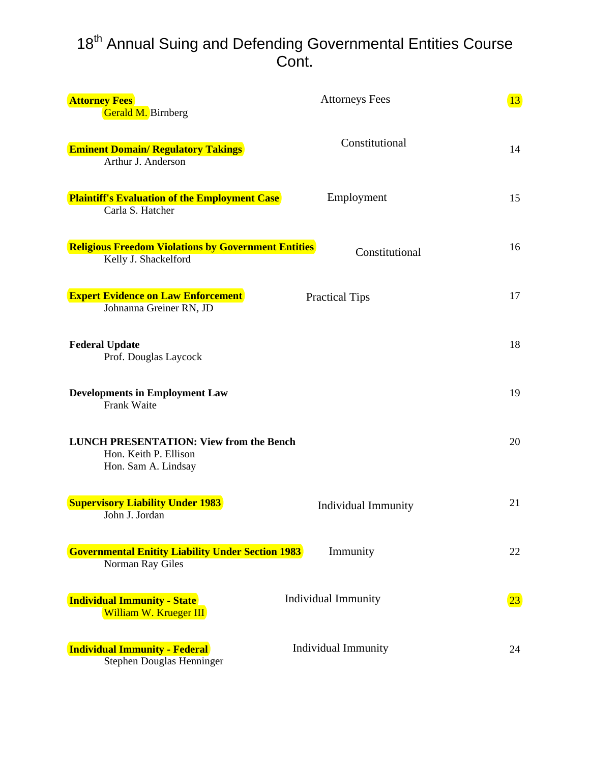# 18th Annual Suing and Defending Governmental Entities Course Cont.

| Session | Category | Tab |
|---|---|---|
| **Attorney Fees**<br>Gerald M. Birnberg | Attorneys Fees | 13 |
| **Eminent Domain/ Regulatory Takings**<br>Arthur J. Anderson | Constitutional | 14 |
| **Plaintiff's Evaluation of the Employment Case**<br>Carla S. Hatcher | Employment | 15 |
| **Religious Freedom Violations by Government Entities**<br>Kelly J. Shackelford | Constitutional | 16 |
| **Expert Evidence on Law Enforcement**<br>Johnanna Greiner RN, JD | Practical Tips | 17 |
| **Federal Update**<br>Prof. Douglas Laycock | | 18 |
| **Developments in Employment Law**<br>Frank Waite | | 19 |
| **LUNCH PRESENTATION: View from the Bench**<br>Hon. Keith P. Ellison<br>Hon. Sam A. Lindsay | | 20 |
| **Supervisory Liability Under 1983**<br>John J. Jordan | Individual Immunity | 21 |
| **Governmental Enitity Liability Under Section 1983**<br>Norman Ray Giles | Immunity | 22 |
| **Individual Immunity - State**<br>William W. Krueger III | Individual Immunity | 23 |
| **Individual Immunity - Federal**<br>Stephen Douglas Henninger | Individual Immunity | 24 |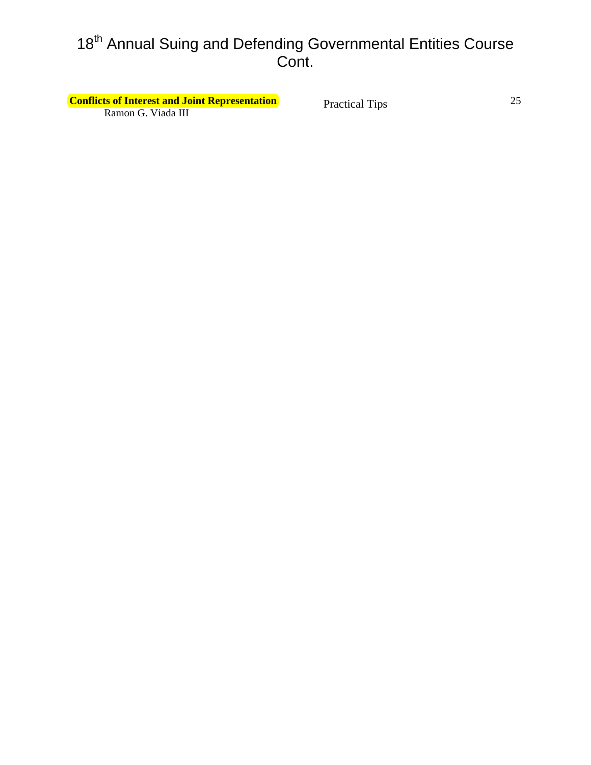# 18th Annual Suing and Defending Governmental Entities Course Cont.

| | | |
|---|---|---|
| **Conflicts of Interest and Joint Representation**<br>Ramon G. Viada III | Practical Tips | 25 |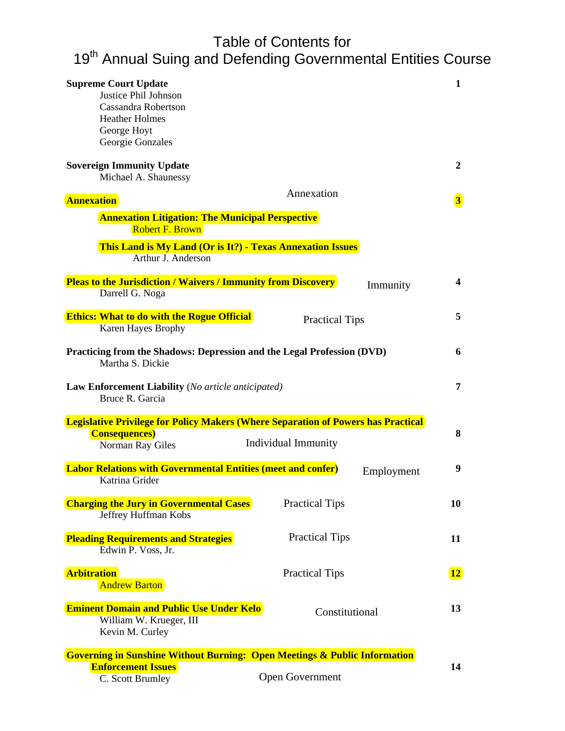# Table of Contents for
# 19th Annual Suing and Defending Governmental Entities Course

| | | |
|---|---|---|
| **Supreme Court Update**<br>Justice Phil Johnson<br>Cassandra Robertson<br>Heather Holmes<br>George Hoyt<br>Georgie Gonzales | | **1** |
| **Sovereign Immunity Update**<br>Michael A. Shaunessy | | **2** |
| **Annexation**<br>**Annexation Litigation: The Municipal Perspective**<br>Robert F. Brown<br>**This Land is My Land (Or is It?) - Texas Annexation Issues**<br>Arthur J. Anderson | Annexation | **3** |
| **Pleas to the Jurisdiction / Waivers / Immunity from Discovery**<br>Darrell G. Noga | Immunity | **4** |
| **Ethics: What to do with the Rogue Official**<br>Karen Hayes Brophy | Practical Tips | **5** |
| **Practicing from the Shadows: Depression and the Legal Profession (DVD)**<br>Martha S. Dickie | | **6** |
| **Law Enforcement Liability** (*No article anticipated*)<br>Bruce R. Garcia | | **7** |
| **Legislative Privilege for Policy Makers (Where Separation of Powers has Practical Consequences)**<br>Norman Ray Giles | Individual Immunity | **8** |
| **Labor Relations with Governmental Entities (meet and confer)**<br>Katrina Grider | Employment | **9** |
| **Charging the Jury in Governmental Cases**<br>Jeffrey Huffman Kobs | Practical Tips | **10** |
| **Pleading Requirements and Strategies**<br>Edwin P. Voss, Jr. | Practical Tips | **11** |
| **Arbitration**<br>Andrew Barton | Practical Tips | **12** |
| **Eminent Domain and Public Use Under Kelo**<br>William W. Krueger, III<br>Kevin M. Curley | Constitutional | **13** |
| **Governing in Sunshine Without Burning: Open Meetings & Public Information Enforcement Issues**<br>C. Scott Brumley | Open Government | **14** |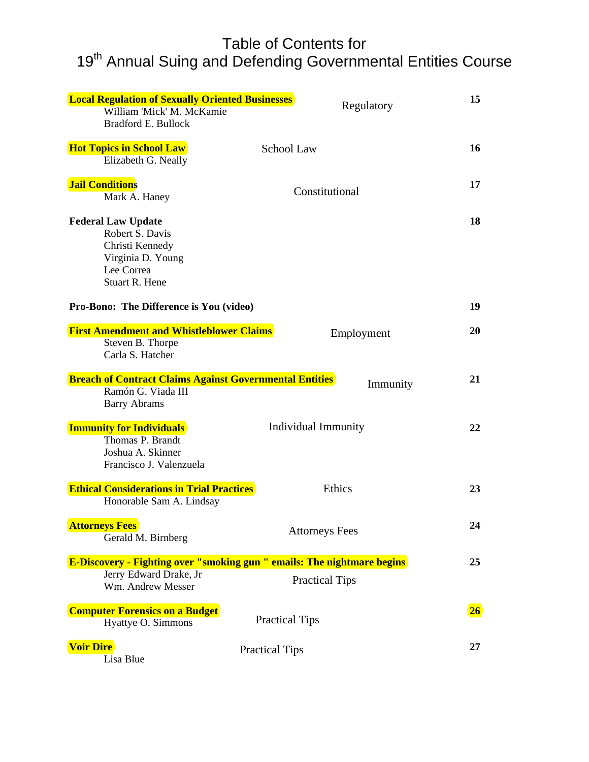# Table of Contents for 19th Annual Suing and Defending Governmental Entities Course

| Topic / Speakers | Category | Page |
|---|---|---|
| **Local Regulation of Sexually Oriented Businesses**<br>William 'Mick' M. McKamie<br>Bradford E. Bullock | Regulatory | **15** |
| **Hot Topics in School Law**<br>Elizabeth G. Neally | School Law | **16** |
| **Jail Conditions**<br>Mark A. Haney | Constitutional | **17** |
| **Federal Law Update**<br>Robert S. Davis<br>Christi Kennedy<br>Virginia D. Young<br>Lee Correa<br>Stuart R. Hene | | **18** |
| **Pro-Bono: The Difference is You (video)** | | **19** |
| **First Amendment and Whistleblower Claims**<br>Steven B. Thorpe<br>Carla S. Hatcher | Employment | **20** |
| **Breach of Contract Claims Against Governmental Entities**<br>Ramón G. Viada III<br>Barry Abrams | Immunity | **21** |
| **Immunity for Individuals**<br>Thomas P. Brandt<br>Joshua A. Skinner<br>Francisco J. Valenzuela | Individual Immunity | **22** |
| **Ethical Considerations in Trial Practices**<br>Honorable Sam A. Lindsay | Ethics | **23** |
| **Attorneys Fees**<br>Gerald M. Birnberg | Attorneys Fees | **24** |
| **E-Discovery - Fighting over "smoking gun " emails: The nightmare begins**<br>Jerry Edward Drake, Jr<br>Wm. Andrew Messer | Practical Tips | **25** |
| **Computer Forensics on a Budget**<br>Hyattye O. Simmons | Practical Tips | **26** |
| **Voir Dire**<br>Lisa Blue | Practical Tips | **27** |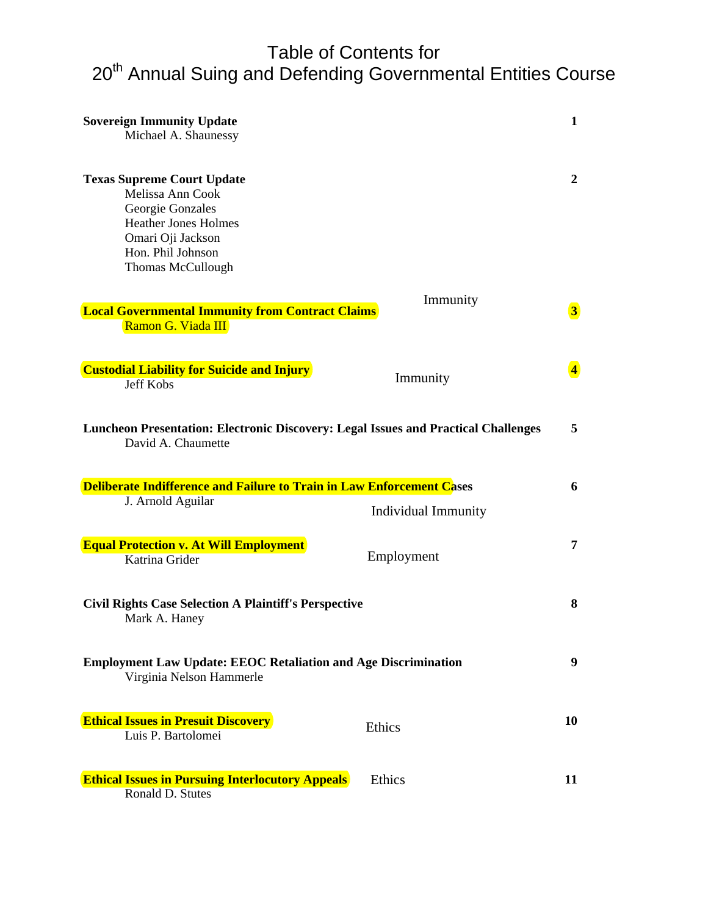# Table of Contents for 20th Annual Suing and Defending Governmental Entities Course

| | | |
|---|---|---|
| **Sovereign Immunity Update**<br>Michael A. Shaunessy | | **1** |
| **Texas Supreme Court Update**<br>Melissa Ann Cook<br>Georgie Gonzales<br>Heather Jones Holmes<br>Omari Oji Jackson<br>Hon. Phil Johnson<br>Thomas McCullough | | **2** |
| **Local Governmental Immunity from Contract Claims**<br>Ramon G. Viada III | Immunity | **3** |
| **Custodial Liability for Suicide and Injury**<br>Jeff Kobs | Immunity | **4** |
| **Luncheon Presentation: Electronic Discovery: Legal Issues and Practical Challenges**<br>David A. Chaumette | | **5** |
| **Deliberate Indifference and Failure to Train in Law Enforcement Cases**<br>J. Arnold Aguilar | Individual Immunity | **6** |
| **Equal Protection v. At Will Employment**<br>Katrina Grider | Employment | **7** |
| **Civil Rights Case Selection A Plaintiff's Perspective**<br>Mark A. Haney | | **8** |
| **Employment Law Update: EEOC Retaliation and Age Discrimination**<br>Virginia Nelson Hammerle | | **9** |
| **Ethical Issues in Presuit Discovery**<br>Luis P. Bartolomei | Ethics | **10** |
| **Ethical Issues in Pursuing Interlocutory Appeals**<br>Ronald D. Stutes | Ethics | **11** |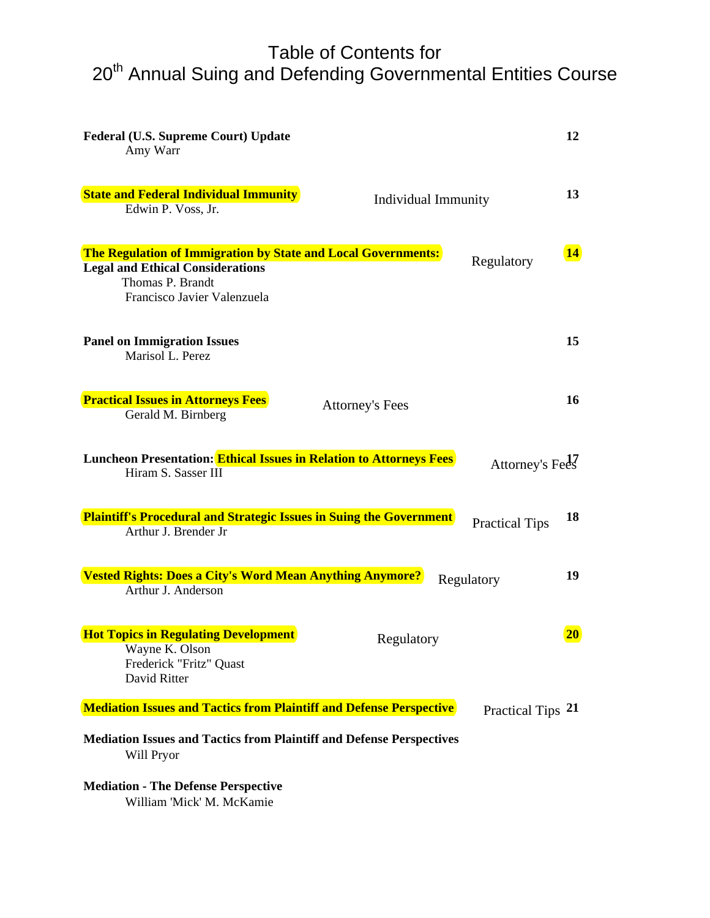# Table of Contents for 20th Annual Suing and Defending Governmental Entities Course

| Topic | Category | Page |
|---|---|---|
| **Federal (U.S. Supreme Court) Update**<br>Amy Warr | | **12** |
| **State and Federal Individual Immunity**<br>Edwin P. Voss, Jr. | Individual Immunity | **13** |
| **The Regulation of Immigration by State and Local Governments: Legal and Ethical Considerations**<br>Thomas P. Brandt<br>Francisco Javier Valenzuela | Regulatory | **14** |
| **Panel on Immigration Issues**<br>Marisol L. Perez | | **15** |
| **Practical Issues in Attorneys Fees**<br>Gerald M. Birnberg | Attorney's Fees | **16** |
| **Luncheon Presentation: Ethical Issues in Relation to Attorneys Fees**<br>Hiram S. Sasser III | Attorney's Fees | **17** |
| **Plaintiff's Procedural and Strategic Issues in Suing the Government**<br>Arthur J. Brender Jr | Practical Tips | **18** |
| **Vested Rights: Does a City's Word Mean Anything Anymore?**<br>Arthur J. Anderson | Regulatory | **19** |
| **Hot Topics in Regulating Development**<br>Wayne K. Olson<br>Frederick "Fritz" Quast<br>David Ritter | Regulatory | **20** |
| **Mediation Issues and Tactics from Plaintiff and Defense Perspective** | Practical Tips | **21** |

**Mediation Issues and Tactics from Plaintiff and Defense Perspectives**
Will Pryor

**Mediation - The Defense Perspective**
William 'Mick' M. McKamie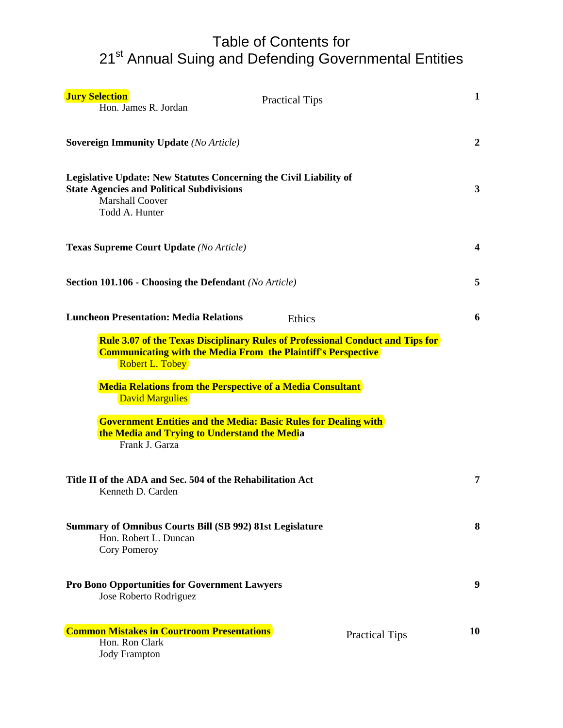# Table of Contents for
# 21st Annual Suing and Defending Governmental Entities

| | | |
|---|---|---|
| **Jury Selection**<br>Hon. James R. Jordan | Practical Tips | **1** |
| **Sovereign Immunity Update** *(No Article)* | | **2** |
| **Legislative Update: New Statutes Concerning the Civil Liability of State Agencies and Political Subdivisions**<br>Marshall Coover<br>Todd A. Hunter | | **3** |
| **Texas Supreme Court Update** *(No Article)* | | **4** |
| **Section 101.106 - Choosing the Defendant** *(No Article)* | | **5** |
| **Luncheon Presentation: Media Relations** | Ethics | **6** |
| **Rule 3.07 of the Texas Disciplinary Rules of Professional Conduct and Tips for Communicating with the Media From the Plaintiff's Perspective**<br>Robert L. Tobey | | |
| **Media Relations from the Perspective of a Media Consultant**<br>David Margulies | | |
| **Government Entities and the Media: Basic Rules for Dealing with the Media and Trying to Understand the Media**<br>Frank J. Garza | | |
| **Title II of the ADA and Sec. 504 of the Rehabilitation Act**<br>Kenneth D. Carden | | **7** |
| **Summary of Omnibus Courts Bill (SB 992) 81st Legislature**<br>Hon. Robert L. Duncan<br>Cory Pomeroy | | **8** |
| **Pro Bono Opportunities for Government Lawyers**<br>Jose Roberto Rodriguez | | **9** |
| **Common Mistakes in Courtroom Presentations**<br>Hon. Ron Clark<br>Jody Frampton | Practical Tips | **10** |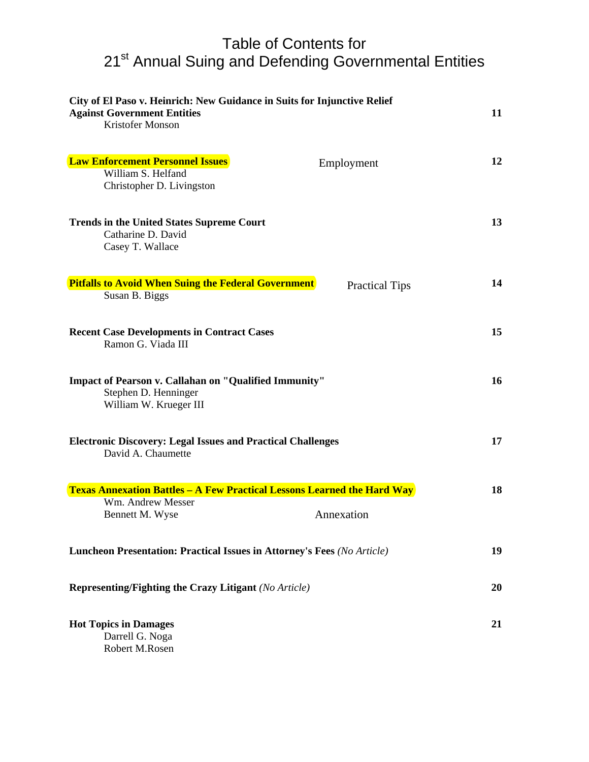# Table of Contents for
# 21st Annual Suing and Defending Governmental Entities

**City of El Paso v. Heinrich: New Guidance in Suits for Injunctive Relief Against Government Entities** — 11
Kristofer Monson

**Law Enforcement Personnel Issues** — Employment — 12
William S. Helfand
Christopher D. Livingston

**Trends in the United States Supreme Court** — 13
Catharine D. David
Casey T. Wallace

**Pitfalls to Avoid When Suing the Federal Government** — Practical Tips — 14
Susan B. Biggs

**Recent Case Developments in Contract Cases** — 15
Ramon G. Viada III

**Impact of Pearson v. Callahan on "Qualified Immunity"** — 16
Stephen D. Henninger
William W. Krueger III

**Electronic Discovery: Legal Issues and Practical Challenges** — 17
David A. Chaumette

**Texas Annexation Battles – A Few Practical Lessons Learned the Hard Way** — 18
Wm. Andrew Messer
Bennett M. Wyse — Annexation

**Luncheon Presentation: Practical Issues in Attorney's Fees** *(No Article)* — 19

**Representing/Fighting the Crazy Litigant** *(No Article)* — 20

**Hot Topics in Damages** — 21
Darrell G. Noga
Robert M.Rosen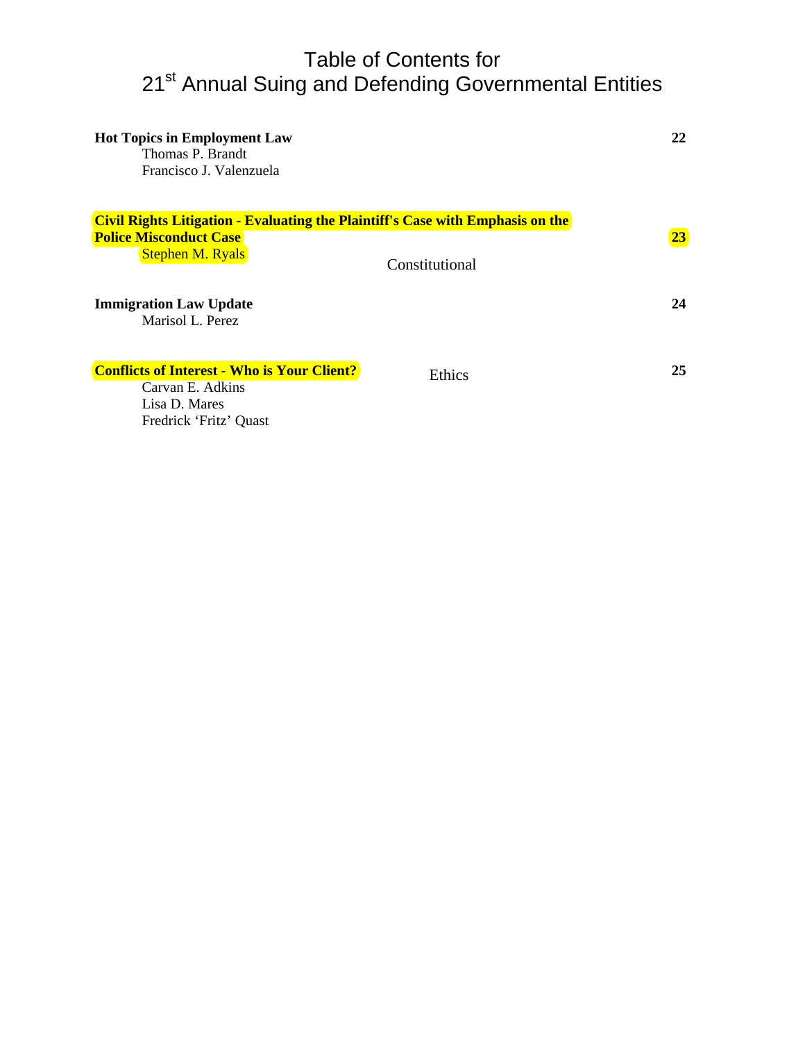# Table of Contents for 21st Annual Suing and Defending Governmental Entities

**Hot Topics in Employment Law** — **22**
Thomas P. Brandt
Francisco J. Valenzuela

**Civil Rights Litigation - Evaluating the Plaintiff's Case with Emphasis on the Police Misconduct Case** — **23**
Stephen M. Ryals
Constitutional

**Immigration Law Update** — **24**
Marisol L. Perez

**Conflicts of Interest - Who is Your Client?** — **25**
Ethics
Carvan E. Adkins
Lisa D. Mares
Fredrick 'Fritz' Quast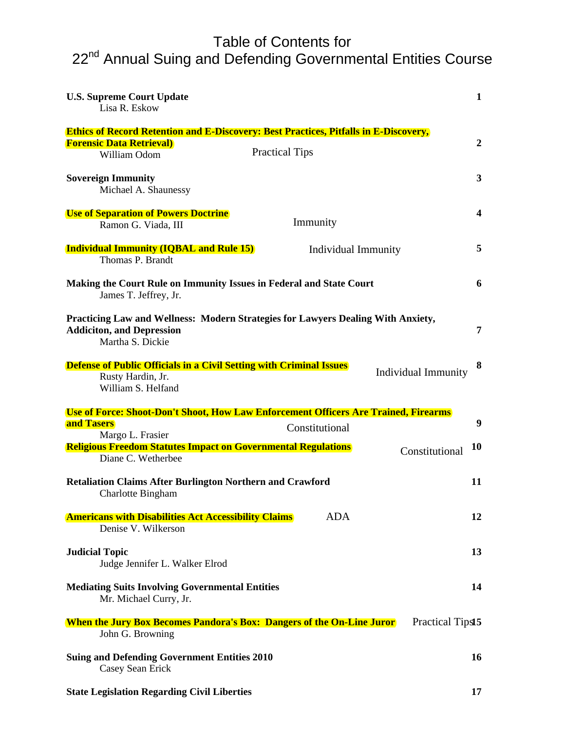# Table of Contents for
# 22nd Annual Suing and Defending Governmental Entities Course

**U.S. Supreme Court Update** — 1
Lisa R. Eskow

**Ethics of Record Retention and E-Discovery: Best Practices, Pitfalls in E-Discovery, Forensic Data Retrieval)** — 2
William Odom
Practical Tips

**Sovereign Immunity** — 3
Michael A. Shaunessy

**Use of Separation of Powers Doctrine** — 4
Ramon G. Viada, III
Immunity

**Individual Immunity (IQBAL and Rule 15)** — 5
Thomas P. Brandt
Individual Immunity

**Making the Court Rule on Immunity Issues in Federal and State Court** — 6
James T. Jeffrey, Jr.

**Practicing Law and Wellness: Modern Strategies for Lawyers Dealing With Anxiety, Addiciton, and Depression** — 7
Martha S. Dickie

**Defense of Public Officials in a Civil Setting with Criminal Issues** — 8
Rusty Hardin, Jr.
William S. Helfand
Individual Immunity

**Use of Force: Shoot-Don't Shoot, How Law Enforcement Officers Are Trained, Firearms and Tasers** — 9
Margo L. Frasier
Constitutional

**Religious Freedom Statutes Impact on Governmental Regulations** — 10
Diane C. Wetherbee
Constitutional

**Retaliation Claims After Burlington Northern and Crawford** — 11
Charlotte Bingham

**Americans with Disabilities Act Accessibility Claims** — 12
Denise V. Wilkerson
ADA

**Judicial Topic** — 13
Judge Jennifer L. Walker Elrod

**Mediating Suits Involving Governmental Entities** — 14
Mr. Michael Curry, Jr.

**When the Jury Box Becomes Pandora's Box: Dangers of the On-Line Juror** — 15
John G. Browning
Practical Tips

**Suing and Defending Government Entities 2010** — 16
Casey Sean Erick

**State Legislation Regarding Civil Liberties** — 17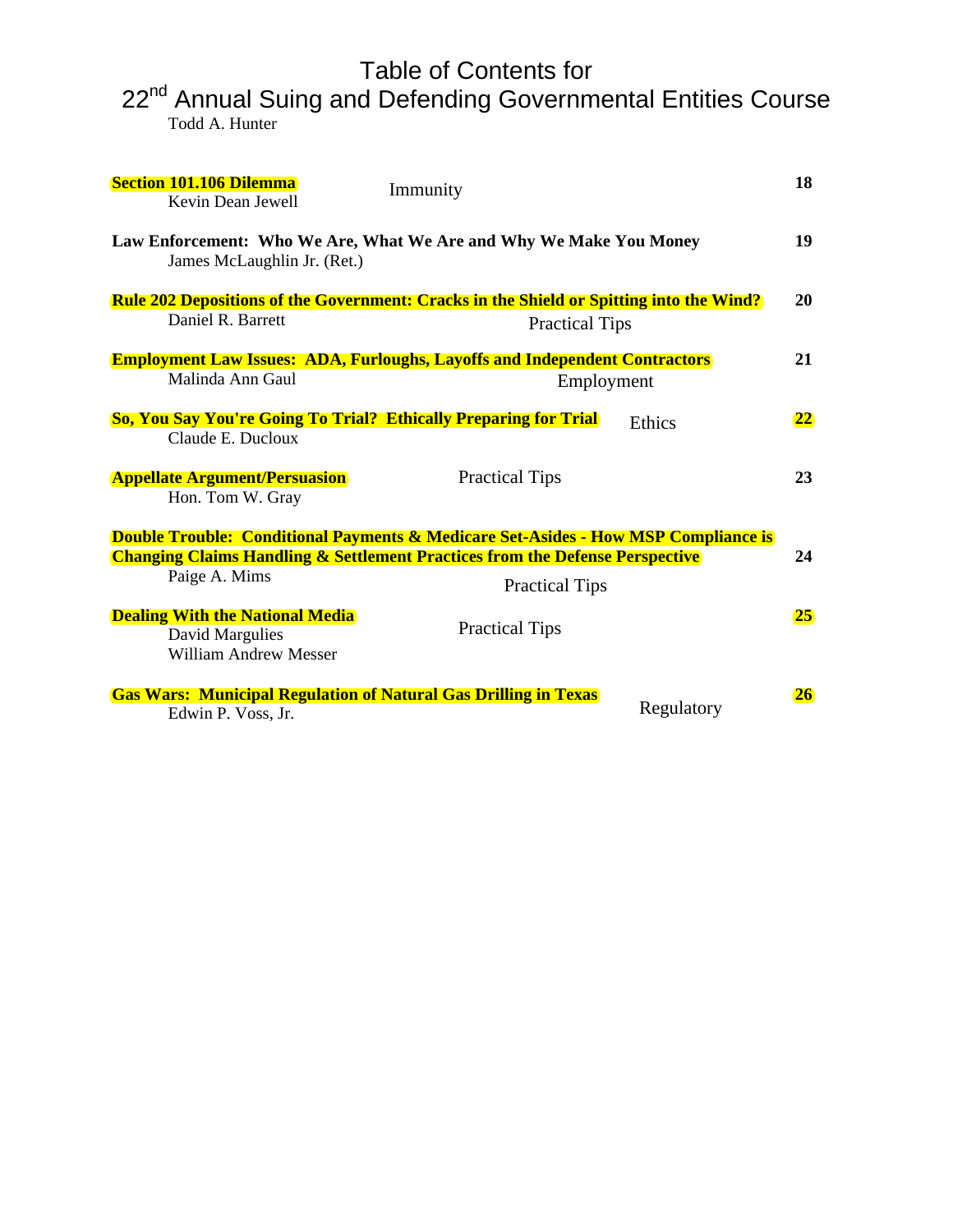# Table of Contents for
# 22nd Annual Suing and Defending Governmental Entities Course

Todd A. Hunter

**Section 101.106 Dilemma** — Immunity — **18**
Kevin Dean Jewell

**Law Enforcement: Who We Are, What We Are and Why We Make You Money** — **19**
James McLaughlin Jr. (Ret.)

**Rule 202 Depositions of the Government: Cracks in the Shield or Spitting into the Wind?** — Practical Tips — **20**
Daniel R. Barrett

**Employment Law Issues: ADA, Furloughs, Layoffs and Independent Contractors** — Employment — **21**
Malinda Ann Gaul

**So, You Say You're Going To Trial? Ethically Preparing for Trial** — Ethics — **22**
Claude E. Ducloux

**Appellate Argument/Persuasion** — Practical Tips — **23**
Hon. Tom W. Gray

**Double Trouble: Conditional Payments & Medicare Set-Asides - How MSP Compliance is Changing Claims Handling & Settlement Practices from the Defense Perspective** — Practical Tips — **24**
Paige A. Mims

**Dealing With the National Media** — Practical Tips — **25**
David Margulies
William Andrew Messer

**Gas Wars: Municipal Regulation of Natural Gas Drilling in Texas** — Regulatory — **26**
Edwin P. Voss, Jr.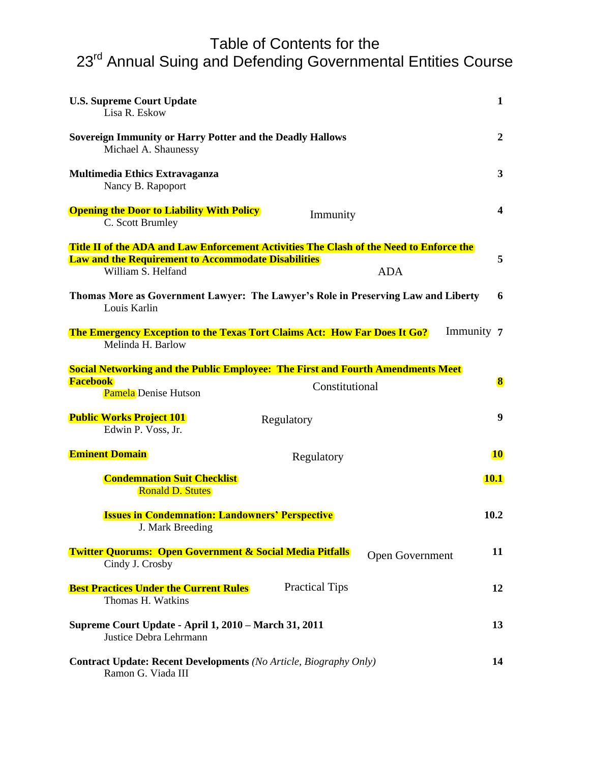# Table of Contents for the 23rd Annual Suing and Defending Governmental Entities Course

**U.S. Supreme Court Update** — **1**
Lisa R. Eskow

**Sovereign Immunity or Harry Potter and the Deadly Hallows** — **2**
Michael A. Shaunessy

**Multimedia Ethics Extravaganza** — **3**
Nancy B. Rapoport

**Opening the Door to Liability With Policy** — Immunity — **4**
C. Scott Brumley

**Title II of the ADA and Law Enforcement Activities The Clash of the Need to Enforce the Law and the Requirement to Accommodate Disabilities** — ADA — **5**
William S. Helfand

**Thomas More as Government Lawyer: The Lawyer's Role in Preserving Law and Liberty** — **6**
Louis Karlin

**The Emergency Exception to the Texas Tort Claims Act: How Far Does It Go?** — Immunity — **7**
Melinda H. Barlow

**Social Networking and the Public Employee: The First and Fourth Amendments Meet Facebook** — Constitutional — **8**
Pamela Denise Hutson

**Public Works Project 101** — Regulatory — **9**
Edwin P. Voss, Jr.

**Eminent Domain** — Regulatory — **10**

- **Condemnation Suit Checklist** — **10.1**
  Ronald D. Stutes

- **Issues in Condemnation: Landowners' Perspective** — **10.2**
  J. Mark Breeding

**Twitter Quorums: Open Government & Social Media Pitfalls** — Open Government — **11**
Cindy J. Crosby

**Best Practices Under the Current Rules** — Practical Tips — **12**
Thomas H. Watkins

**Supreme Court Update - April 1, 2010 – March 31, 2011** — **13**
Justice Debra Lehrmann

**Contract Update: Recent Developments** *(No Article, Biography Only)* — **14**
Ramon G. Viada III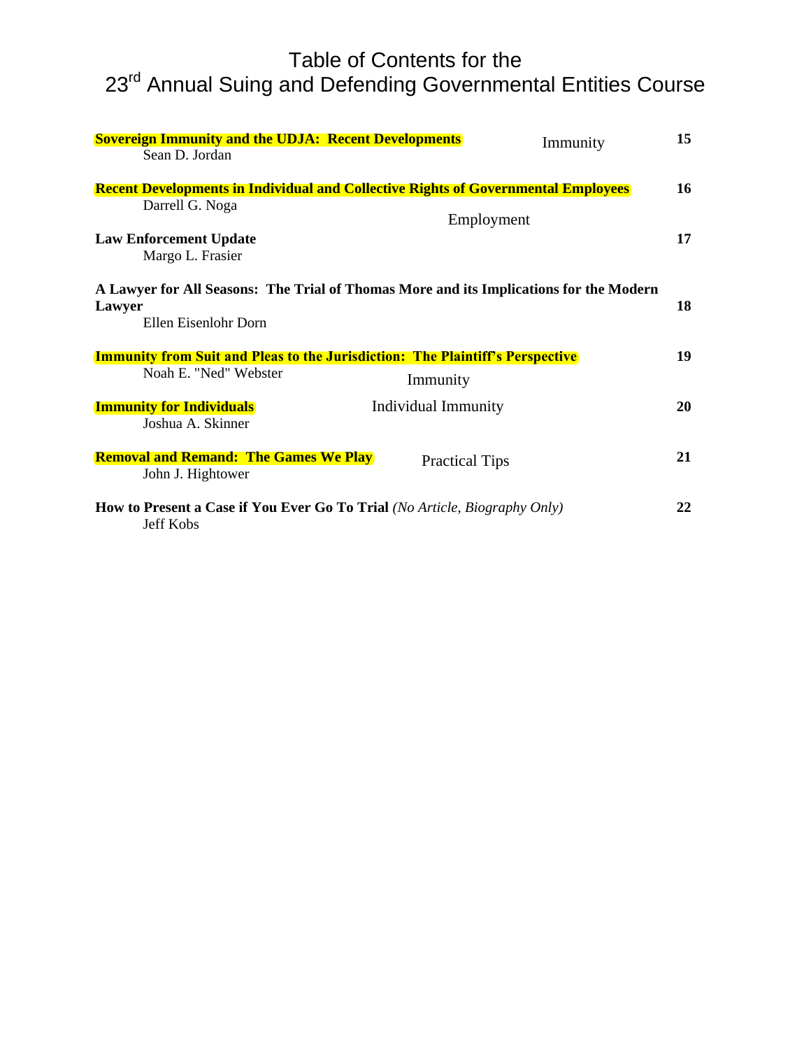# Table of Contents for the 23rd Annual Suing and Defending Governmental Entities Course

| Title / Author | Category | Page |
|---|---|---|
| **Sovereign Immunity and the UDJA: Recent Developments**<br>Sean D. Jordan | Immunity | **15** |
| **Recent Developments in Individual and Collective Rights of Governmental Employees**<br>Darrell G. Noga | Employment | **16** |
| **Law Enforcement Update**<br>Margo L. Frasier | | **17** |
| **A Lawyer for All Seasons: The Trial of Thomas More and its Implications for the Modern Lawyer**<br>Ellen Eisenlohr Dorn | | **18** |
| **Immunity from Suit and Pleas to the Jurisdiction: The Plaintiff's Perspective**<br>Noah E. "Ned" Webster | Immunity | **19** |
| **Immunity for Individuals**<br>Joshua A. Skinner | Individual Immunity | **20** |
| **Removal and Remand: The Games We Play**<br>John J. Hightower | Practical Tips | **21** |
| **How to Present a Case if You Ever Go To Trial** *(No Article, Biography Only)*<br>Jeff Kobs | | **22** |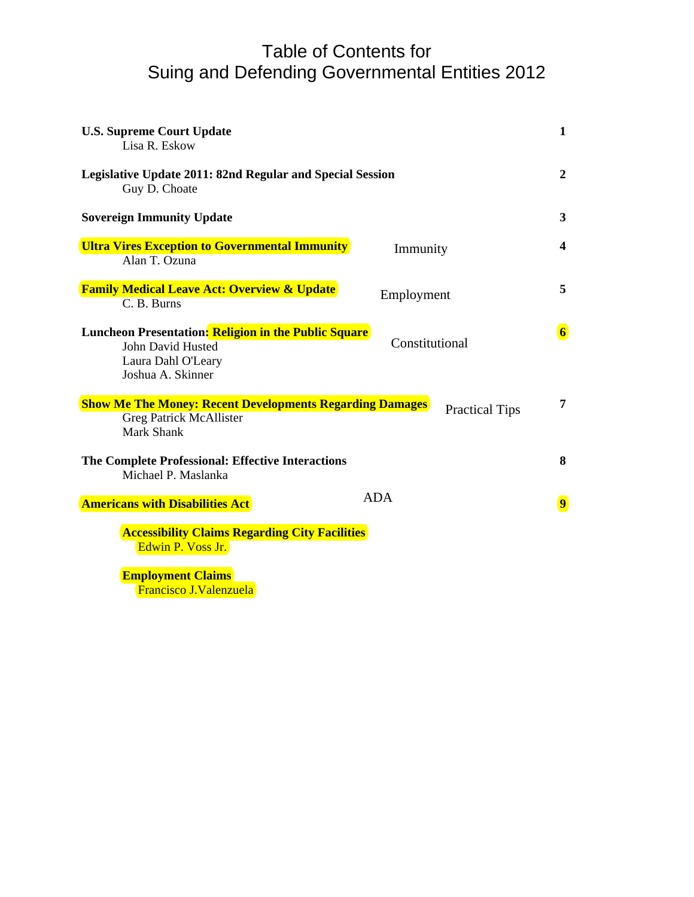# Table of Contents for
# Suing and Defending Governmental Entities 2012

| | | |
|---|---|---|
| **U.S. Supreme Court Update**<br>Lisa R. Eskow | | **1** |
| **Legislative Update 2011: 82nd Regular and Special Session**<br>Guy D. Choate | | **2** |
| **Sovereign Immunity Update** | | **3** |
| **Ultra Vires Exception to Governmental Immunity**<br>Alan T. Ozuna | Immunity | **4** |
| **Family Medical Leave Act: Overview & Update**<br>C. B. Burns | Employment | **5** |
| **Luncheon Presentation: Religion in the Public Square**<br>John David Husted<br>Laura Dahl O'Leary<br>Joshua A. Skinner | Constitutional | **6** |
| **Show Me The Money: Recent Developments Regarding Damages**<br>Greg Patrick McAllister<br>Mark Shank | Practical Tips | **7** |
| **The Complete Professional: Effective Interactions**<br>Michael P. Maslanka | | **8** |
| **Americans with Disabilities Act**<br>**Accessibility Claims Regarding City Facilities**<br>Edwin P. Voss Jr.<br>**Employment Claims**<br>Francisco J.Valenzuela | ADA | **9** |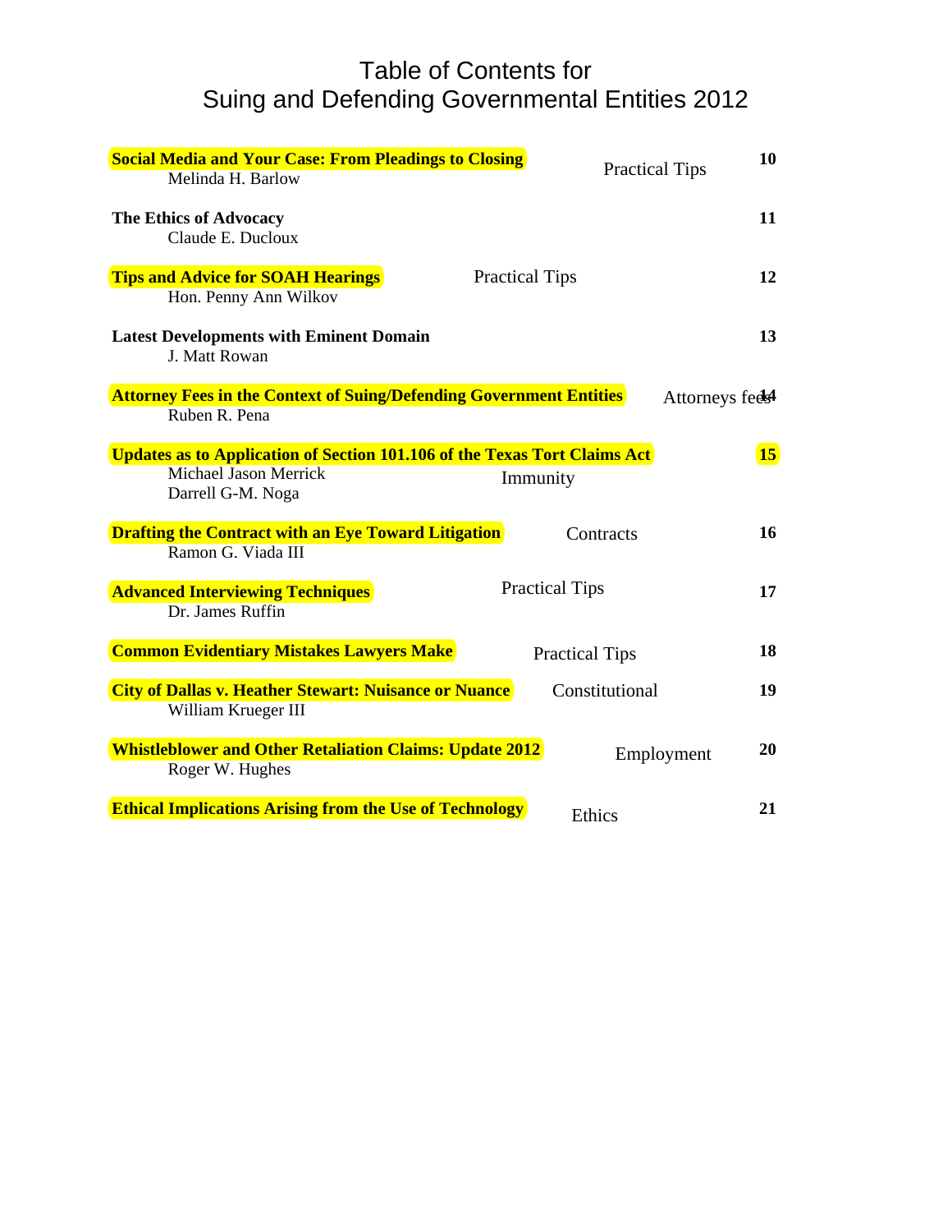# Table of Contents for
# Suing and Defending Governmental Entities 2012

| Title / Author | Category | Page |
|---|---|---|
| **Social Media and Your Case: From Pleadings to Closing**<br>Melinda H. Barlow | Practical Tips | **10** |
| **The Ethics of Advocacy**<br>Claude E. Ducloux | | **11** |
| **Tips and Advice for SOAH Hearings**<br>Hon. Penny Ann Wilkov | Practical Tips | **12** |
| **Latest Developments with Eminent Domain**<br>J. Matt Rowan | | **13** |
| **Attorney Fees in the Context of Suing/Defending Government Entities**<br>Ruben R. Pena | Attorneys fees | **14** |
| **Updates as to Application of Section 101.106 of the Texas Tort Claims Act**<br>Michael Jason Merrick<br>Darrell G-M. Noga | Immunity | **15** |
| **Drafting the Contract with an Eye Toward Litigation**<br>Ramon G. Viada III | Contracts | **16** |
| **Advanced Interviewing Techniques**<br>Dr. James Ruffin | Practical Tips | **17** |
| **Common Evidentiary Mistakes Lawyers Make** | Practical Tips | **18** |
| **City of Dallas v. Heather Stewart: Nuisance or Nuance**<br>William Krueger III | Constitutional | **19** |
| **Whistleblower and Other Retaliation Claims: Update 2012**<br>Roger W. Hughes | Employment | **20** |
| **Ethical Implications Arising from the Use of Technology** | Ethics | **21** |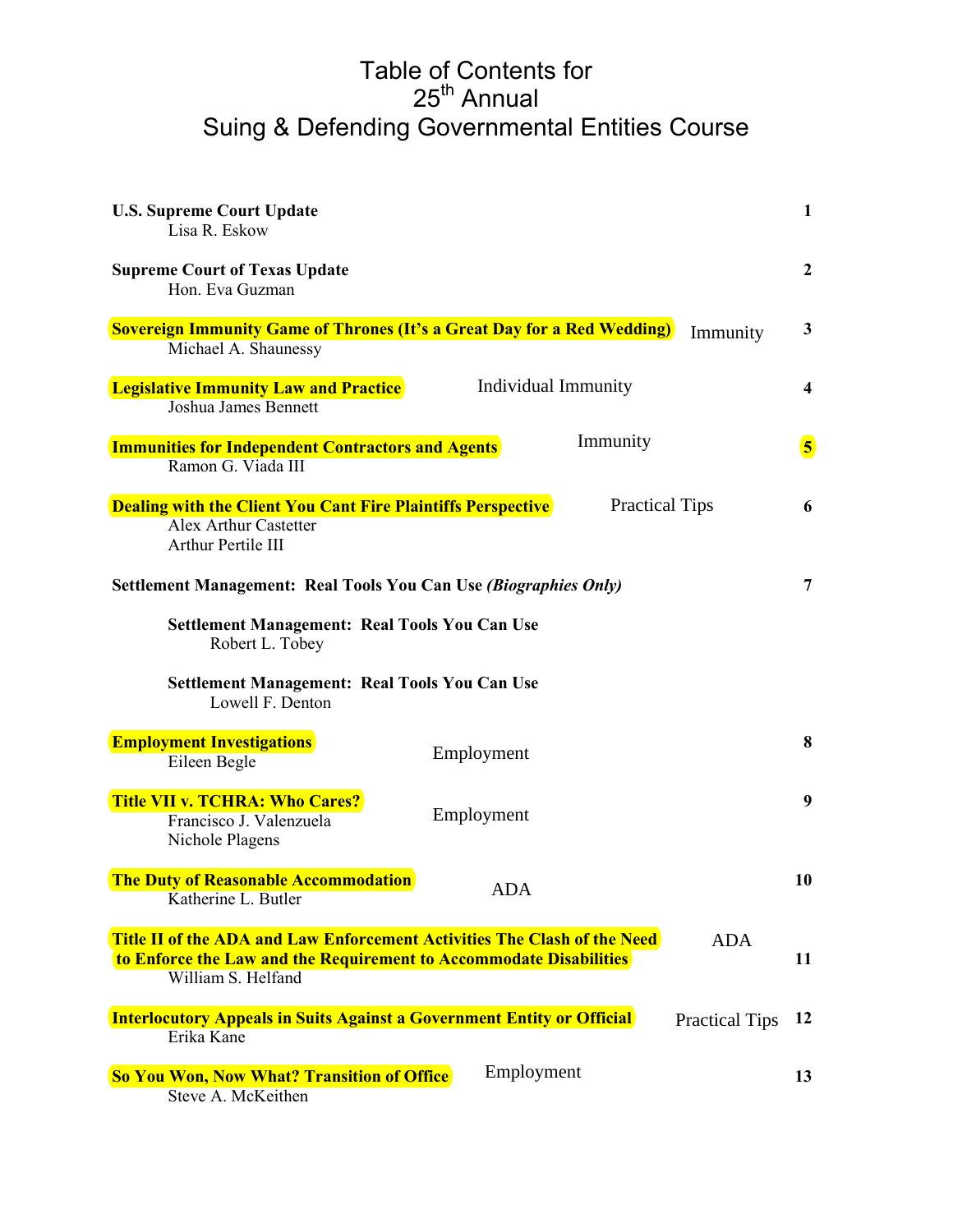# Table of Contents for 25th Annual Suing & Defending Governmental Entities Course

| Topic / Speaker | Category | Tab |
|---|---|---|
| **U.S. Supreme Court Update**<br>Lisa R. Eskow | | **1** |
| **Supreme Court of Texas Update**<br>Hon. Eva Guzman | | **2** |
| **Sovereign Immunity Game of Thrones (It's a Great Day for a Red Wedding)**<br>Michael A. Shaunessy | Immunity | **3** |
| **Legislative Immunity Law and Practice**<br>Joshua James Bennett | Individual Immunity | **4** |
| **Immunities for Independent Contractors and Agents**<br>Ramon G. Viada III | Immunity | **5** |
| **Dealing with the Client You Cant Fire Plaintiffs Perspective**<br>Alex Arthur Castetter<br>Arthur Pertile III | Practical Tips | **6** |
| **Settlement Management: Real Tools You Can Use *(Biographies Only)***<br>**Settlement Management: Real Tools You Can Use**<br>Robert L. Tobey<br>**Settlement Management: Real Tools You Can Use**<br>Lowell F. Denton | | **7** |
| **Employment Investigations**<br>Eileen Begle | Employment | **8** |
| **Title VII v. TCHRA: Who Cares?**<br>Francisco J. Valenzuela<br>Nichole Plagens | Employment | **9** |
| **The Duty of Reasonable Accommodation**<br>Katherine L. Butler | ADA | **10** |
| **Title II of the ADA and Law Enforcement Activities The Clash of the Need to Enforce the Law and the Requirement to Accommodate Disabilities**<br>William S. Helfand | ADA | **11** |
| **Interlocutory Appeals in Suits Against a Government Entity or Official**<br>Erika Kane | Practical Tips | **12** |
| **So You Won, Now What? Transition of Office**<br>Steve A. McKeithen | Employment | **13** |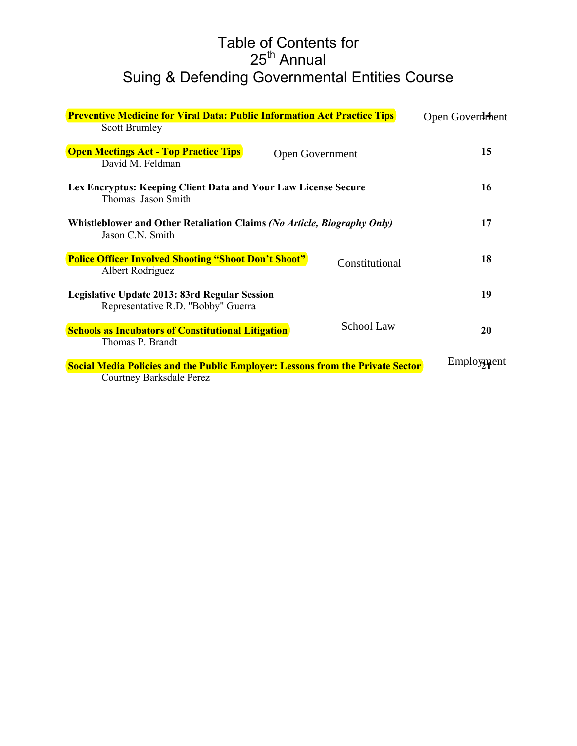# Table of Contents for 25th Annual Suing & Defending Governmental Entities Course

| Title / Author | Category | Tab |
|---|---|---|
| **Preventive Medicine for Viral Data: Public Information Act Practice Tips**<br>Scott Brumley | Open Government | **14** |
| **Open Meetings Act - Top Practice Tips**<br>David M. Feldman | Open Government | **15** |
| **Lex Encryptus: Keeping Client Data and Your Law License Secure**<br>Thomas Jason Smith | | **16** |
| **Whistleblower and Other Retaliation Claims *(No Article, Biography Only)***<br>Jason C.N. Smith | | **17** |
| **Police Officer Involved Shooting "Shoot Don't Shoot"**<br>Albert Rodriguez | Constitutional | **18** |
| **Legislative Update 2013: 83rd Regular Session**<br>Representative R.D. "Bobby" Guerra | | **19** |
| **Schools as Incubators of Constitutional Litigation**<br>Thomas P. Brandt | School Law | **20** |
| **Social Media Policies and the Public Employer: Lessons from the Private Sector**<br>Courtney Barksdale Perez | Employment | **21** |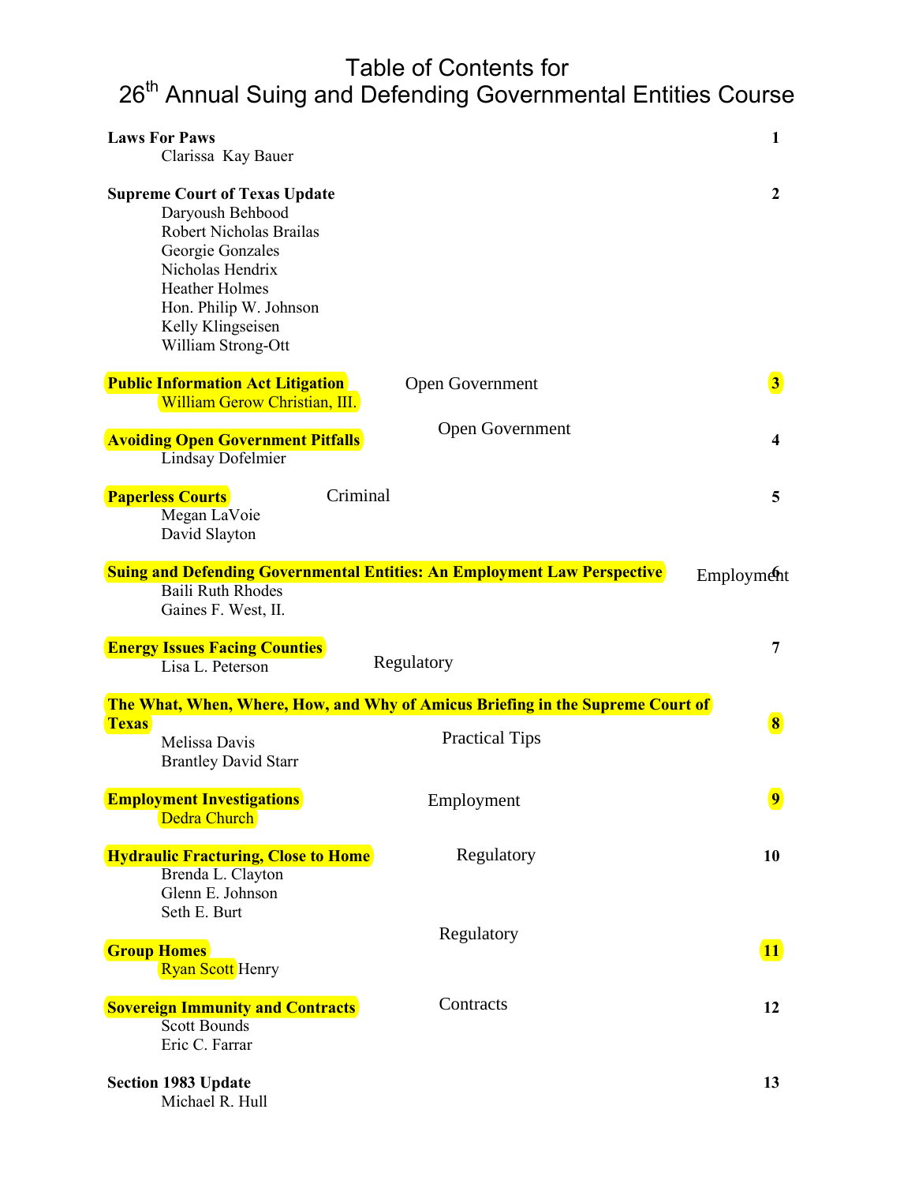# Table of Contents for 26th Annual Suing and Defending Governmental Entities Course

**Laws For Paws** **1**
Clarissa Kay Bauer

**Supreme Court of Texas Update** **2**
Daryoush Behbood
Robert Nicholas Brailas
Georgie Gonzales
Nicholas Hendrix
Heather Holmes
Hon. Philip W. Johnson
Kelly Klingseisen
William Strong-Ott

**Public Information Act Litigation** Open Government **3**
William Gerow Christian, III.

**Avoiding Open Government Pitfalls** Open Government **4**
Lindsay Dofelmier

**Paperless Courts** Criminal **5**
Megan LaVoie
David Slayton

**Suing and Defending Governmental Entities: An Employment Law Perspective** Employment **6**
Baili Ruth Rhodes
Gaines F. West, II.

**Energy Issues Facing Counties** Regulatory **7**
Lisa L. Peterson

**The What, When, Where, How, and Why of Amicus Briefing in the Supreme Court of Texas** Practical Tips **8**
Melissa Davis
Brantley David Starr

**Employment Investigations** Employment **9**
Dedra Church

**Hydraulic Fracturing, Close to Home** Regulatory **10**
Brenda L. Clayton
Glenn E. Johnson
Seth E. Burt

**Group Homes** Regulatory **11**
Ryan Scott Henry

**Sovereign Immunity and Contracts** Contracts **12**
Scott Bounds
Eric C. Farrar

**Section 1983 Update** **13**
Michael R. Hull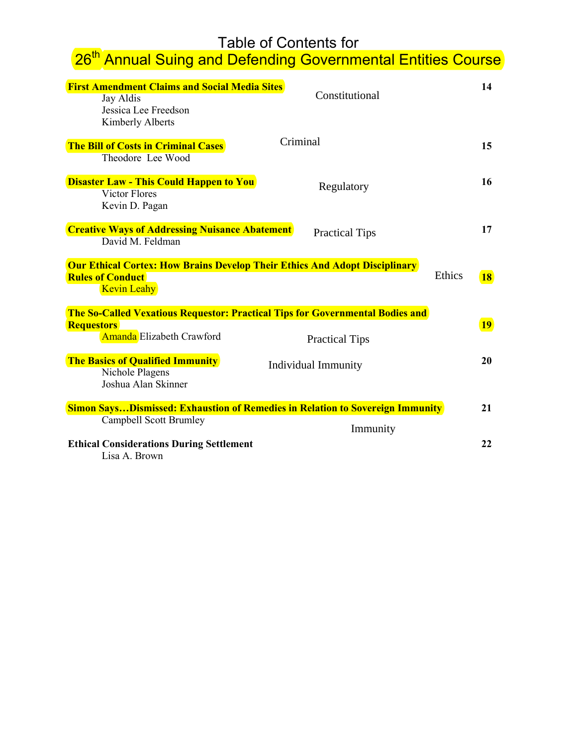# Table of Contents for 26th Annual Suing and Defending Governmental Entities Course

| Topic | Category | Page |
|---|---|---|
| **First Amendment Claims and Social Media Sites**<br>Jay Aldis<br>Jessica Lee Freedson<br>Kimberly Alberts | Constitutional | **14** |
| **The Bill of Costs in Criminal Cases**<br>Theodore Lee Wood | Criminal | **15** |
| **Disaster Law - This Could Happen to You**<br>Victor Flores<br>Kevin D. Pagan | Regulatory | **16** |
| **Creative Ways of Addressing Nuisance Abatement**<br>David M. Feldman | Practical Tips | **17** |
| **Our Ethical Cortex: How Brains Develop Their Ethics And Adopt Disciplinary Rules of Conduct**<br>Kevin Leahy | Ethics | **18** |
| **The So-Called Vexatious Requestor: Practical Tips for Governmental Bodies and Requestors**<br>Amanda Elizabeth Crawford | Practical Tips | **19** |
| **The Basics of Qualified Immunity**<br>Nichole Plagens<br>Joshua Alan Skinner | Individual Immunity | **20** |
| **Simon Says…Dismissed: Exhaustion of Remedies in Relation to Sovereign Immunity**<br>Campbell Scott Brumley | Immunity | **21** |
| **Ethical Considerations During Settlement**<br>Lisa A. Brown | | **22** |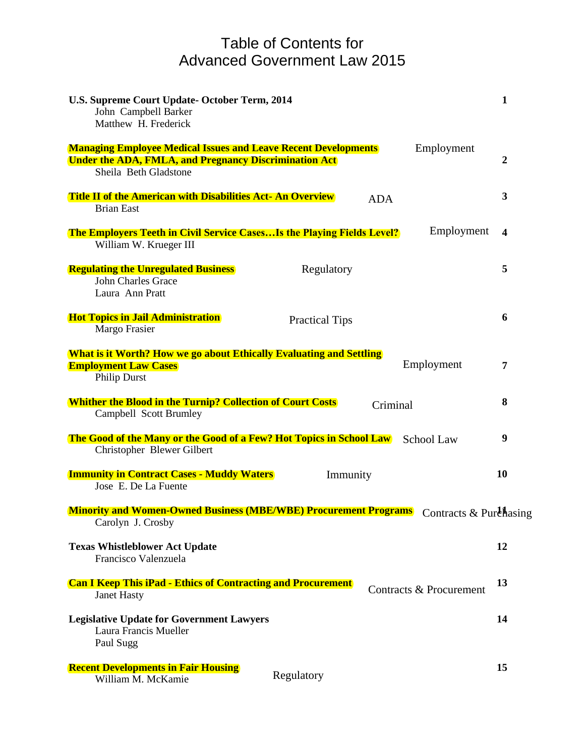# Table of Contents for
# Advanced Government Law 2015

| Title / Author(s) | Category | Page |
|---|---|---|
| **U.S. Supreme Court Update- October Term, 2014**<br>John Campbell Barker<br>Matthew H. Frederick | | **1** |
| **Managing Employee Medical Issues and Leave Recent Developments Under the ADA, FMLA, and Pregnancy Discrimination Act**<br>Sheila Beth Gladstone | Employment | **2** |
| **Title II of the American with Disabilities Act- An Overview**<br>Brian East | ADA | **3** |
| **The Employers Teeth in Civil Service Cases…Is the Playing Fields Level?**<br>William W. Krueger III | Employment | **4** |
| **Regulating the Unregulated Business**<br>John Charles Grace<br>Laura Ann Pratt | Regulatory | **5** |
| **Hot Topics in Jail Administration**<br>Margo Frasier | Practical Tips | **6** |
| **What is it Worth? How we go about Ethically Evaluating and Settling Employment Law Cases**<br>Philip Durst | Employment | **7** |
| **Whither the Blood in the Turnip? Collection of Court Costs**<br>Campbell Scott Brumley | Criminal | **8** |
| **The Good of the Many or the Good of a Few? Hot Topics in School Law**<br>Christopher Blewer Gilbert | School Law | **9** |
| **Immunity in Contract Cases - Muddy Waters**<br>Jose E. De La Fuente | Immunity | **10** |
| **Minority and Women-Owned Business (MBE/WBE) Procurement Programs**<br>Carolyn J. Crosby | Contracts & Purchasing | **11** |
| **Texas Whistleblower Act Update**<br>Francisco Valenzuela | | **12** |
| **Can I Keep This iPad - Ethics of Contracting and Procurement**<br>Janet Hasty | Contracts & Procurement | **13** |
| **Legislative Update for Government Lawyers**<br>Laura Francis Mueller<br>Paul Sugg | | **14** |
| **Recent Developments in Fair Housing**<br>William M. McKamie | Regulatory | **15** |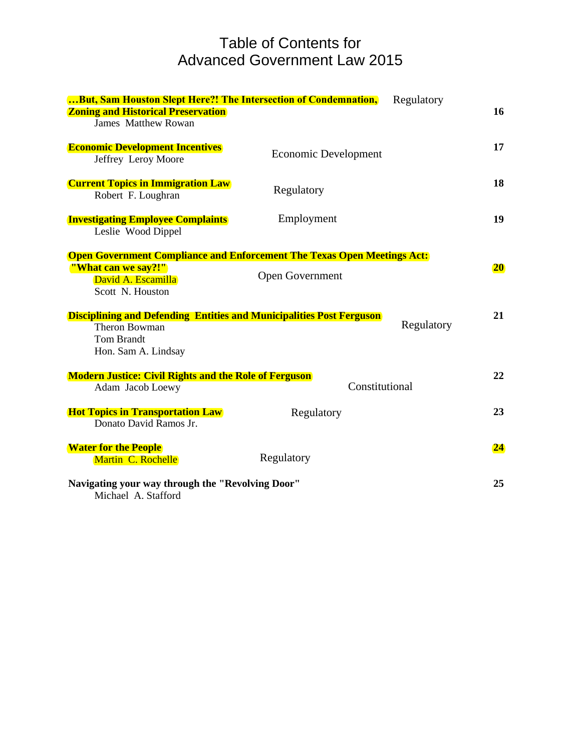# Table of Contents for Advanced Government Law 2015

| Title / Author | Category | Page |
| --- | --- | --- |
| **…But, Sam Houston Slept Here?! The Intersection of Condemnation, Zoning and Historical Preservation**<br>James Matthew Rowan | Regulatory | **16** |
| **Economic Development Incentives**<br>Jeffrey Leroy Moore | Economic Development | **17** |
| **Current Topics in Immigration Law**<br>Robert F. Loughran | Regulatory | **18** |
| **Investigating Employee Complaints**<br>Leslie Wood Dippel | Employment | **19** |
| **Open Government Compliance and Enforcement The Texas Open Meetings Act: "What can we say?!"**<br>David A. Escamilla<br>Scott N. Houston | Open Government | **20** |
| **Disciplining and Defending Entities and Municipalities Post Ferguson**<br>Theron Bowman<br>Tom Brandt<br>Hon. Sam A. Lindsay | Regulatory | **21** |
| **Modern Justice: Civil Rights and the Role of Ferguson**<br>Adam Jacob Loewy | Constitutional | **22** |
| **Hot Topics in Transportation Law**<br>Donato David Ramos Jr. | Regulatory | **23** |
| **Water for the People**<br>Martin C. Rochelle | Regulatory | **24** |
| **Navigating your way through the "Revolving Door"**<br>Michael A. Stafford | | **25** |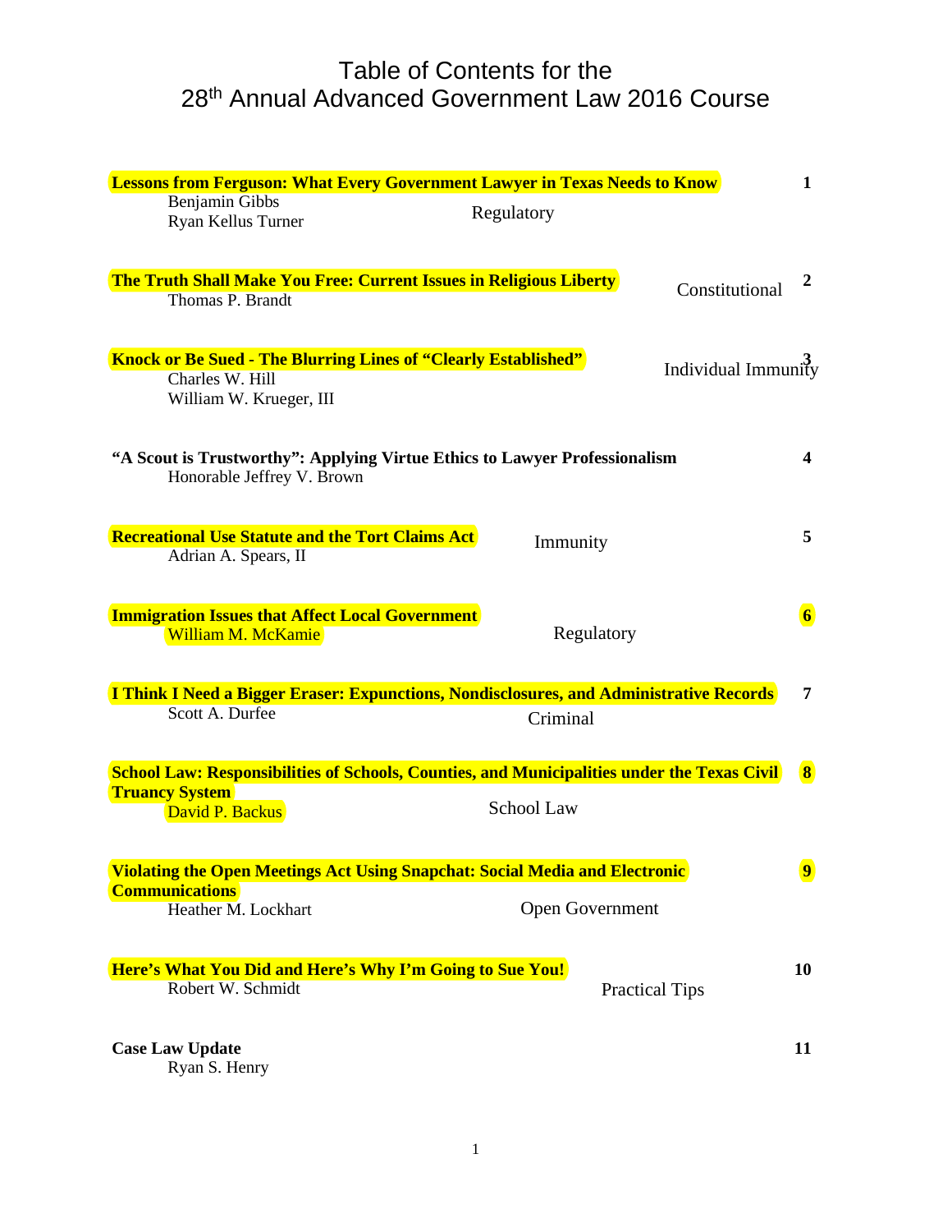# Table of Contents for the 28th Annual Advanced Government Law 2016 Course

**Lessons from Ferguson: What Every Government Lawyer in Texas Needs to Know** — 1
Benjamin Gibbs
Ryan Kellus Turner
Regulatory

**The Truth Shall Make You Free: Current Issues in Religious Liberty** — 2
Thomas P. Brandt
Constitutional

**Knock or Be Sued - The Blurring Lines of "Clearly Established"** — 3
Charles W. Hill
William W. Krueger, III
Individual Immunity

**"A Scout is Trustworthy": Applying Virtue Ethics to Lawyer Professionalism** — 4
Honorable Jeffrey V. Brown

**Recreational Use Statute and the Tort Claims Act** — 5
Adrian A. Spears, II
Immunity

**Immigration Issues that Affect Local Government** — 6
William M. McKamie
Regulatory

**I Think I Need a Bigger Eraser: Expunctions, Nondisclosures, and Administrative Records** — 7
Scott A. Durfee
Criminal

**School Law: Responsibilities of Schools, Counties, and Municipalities under the Texas Civil Truancy System** — 8
David P. Backus
School Law

**Violating the Open Meetings Act Using Snapchat: Social Media and Electronic Communications** — 9
Heather M. Lockhart
Open Government

**Here's What You Did and Here's Why I'm Going to Sue You!** — 10
Robert W. Schmidt
Practical Tips

**Case Law Update** — 11
Ryan S. Henry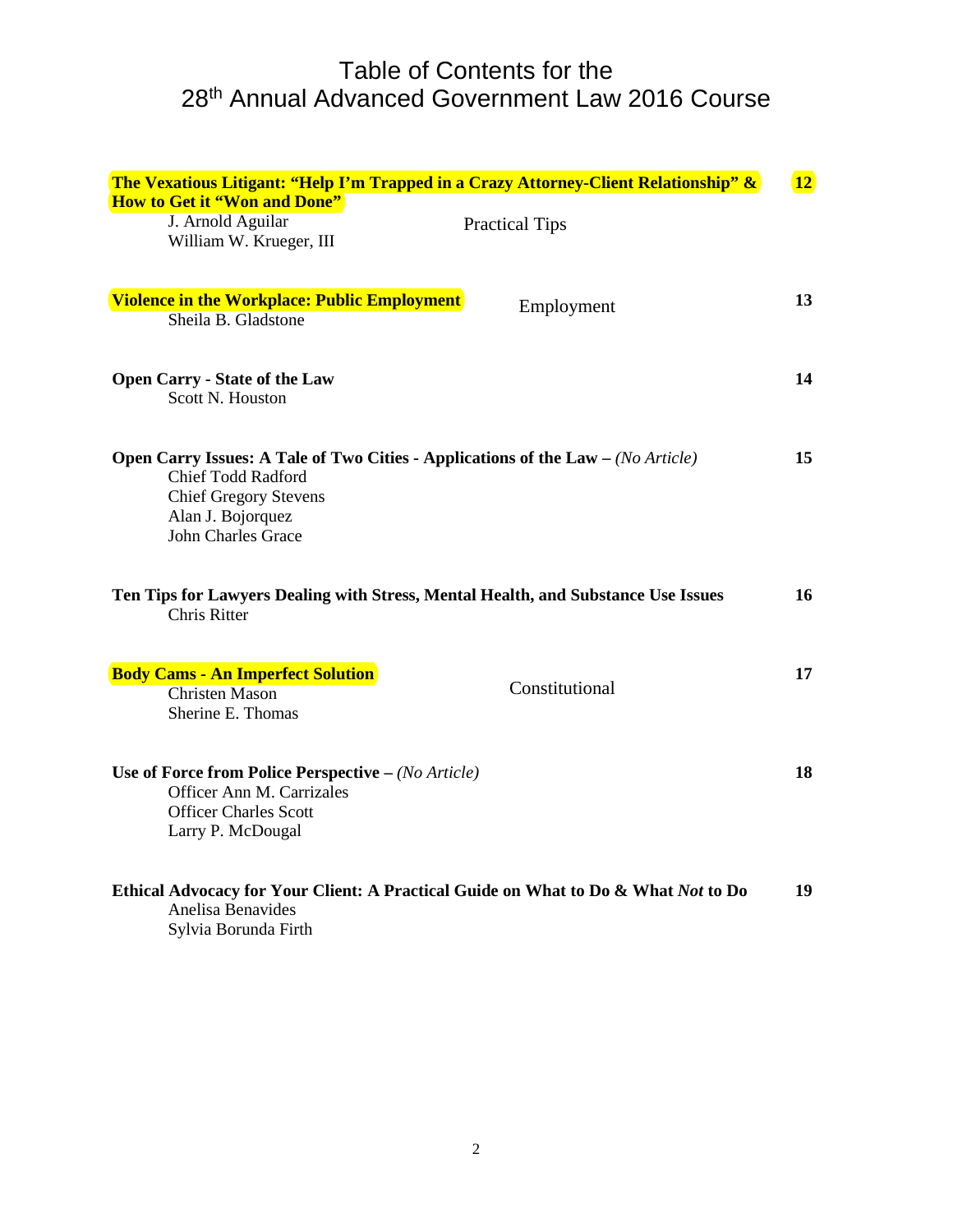# Table of Contents for the 28th Annual Advanced Government Law 2016 Course

**The Vexatious Litigant: "Help I'm Trapped in a Crazy Attorney-Client Relationship" & How to Get it "Won and Done"** — **12**
J. Arnold Aguilar
William W. Krueger, III
Practical Tips

**Violence in the Workplace: Public Employment** — **13**
Sheila B. Gladstone
Employment

**Open Carry - State of the Law** — **14**
Scott N. Houston

**Open Carry Issues: A Tale of Two Cities - Applications of the Law –** *(No Article)* — **15**
Chief Todd Radford
Chief Gregory Stevens
Alan J. Bojorquez
John Charles Grace

**Ten Tips for Lawyers Dealing with Stress, Mental Health, and Substance Use Issues** — **16**
Chris Ritter

**Body Cams - An Imperfect Solution** — **17**
Christen Mason
Sherine E. Thomas
Constitutional

**Use of Force from Police Perspective –** *(No Article)* — **18**
Officer Ann M. Carrizales
Officer Charles Scott
Larry P. McDougal

**Ethical Advocacy for Your Client: A Practical Guide on What to Do & What *Not* to Do** — **19**
Anelisa Benavides
Sylvia Borunda Firth